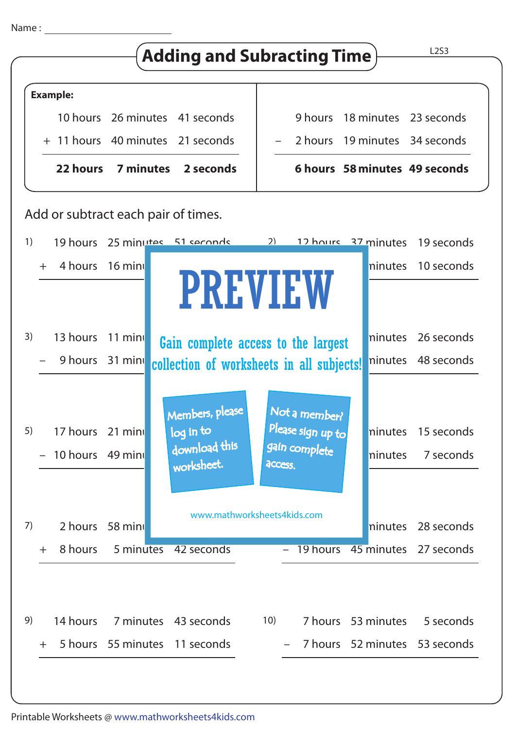Name : ________________

# Adding and Subracting Time

L2S3

**Example:**

| | | | |
|---|---|---|---|
| | 10 hours | 26 minutes | 41 seconds |
| + | 11 hours | 40 minutes | 21 seconds |
| | **22 hours** | **7 minutes** | **2 seconds** |

| | | | |
|---|---|---|---|
| | 9 hours | 18 minutes | 23 seconds |
| − | 2 hours | 19 minutes | 34 seconds |
| | **6 hours** | **58 minutes** | **49 seconds** |

Add or subtract each pair of times.

1)
| | | | |
|---|---|---|---|
| | 19 hours | 25 minutes | 51 seconds |
| + | 4 hours | 16 mi | |

2)
| | | | |
|---|---|---|---|
| | 12 hours | 37 minutes | 19 seconds |
| | | minutes | 10 seconds |

3)
| | | | |
|---|---|---|---|
| | 13 hours | 11 mi | |
| − | 9 hours | 31 mi | |

4)
| | | | |
|---|---|---|---|
| | | minutes | 26 seconds |
| | | minutes | 48 seconds |

5)
| | | | |
|---|---|---|---|
| | 17 hours | 21 mi | |
| − | 10 hours | 49 mi | |

6)
| | | | |
|---|---|---|---|
| | | minutes | 15 seconds |
| | | minutes | 7 seconds |

7)
| | | | |
|---|---|---|---|
| | 2 hours | 58 mi | |
| + | 8 hours | 5 minutes | 42 seconds |

8)
| | | | |
|---|---|---|---|
| | | minutes | 28 seconds |
| − | 19 hours | 45 minutes | 27 seconds |

9)
| | | | |
|---|---|---|---|
| | 14 hours | 7 minutes | 43 seconds |
| + | 5 hours | 55 minutes | 11 seconds |

10)
| | | | |
|---|---|---|---|
| | 7 hours | 53 minutes | 5 seconds |
| − | 7 hours | 52 minutes | 53 seconds |

PREVIEW

Gain complete access to the largest collection of worksheets in all subjects!

Members, please log in to download this worksheet.

Not a member? Please sign up to gain complete access.

www.mathworksheets4kids.com

Printable Worksheets @ www.mathworksheets4kids.com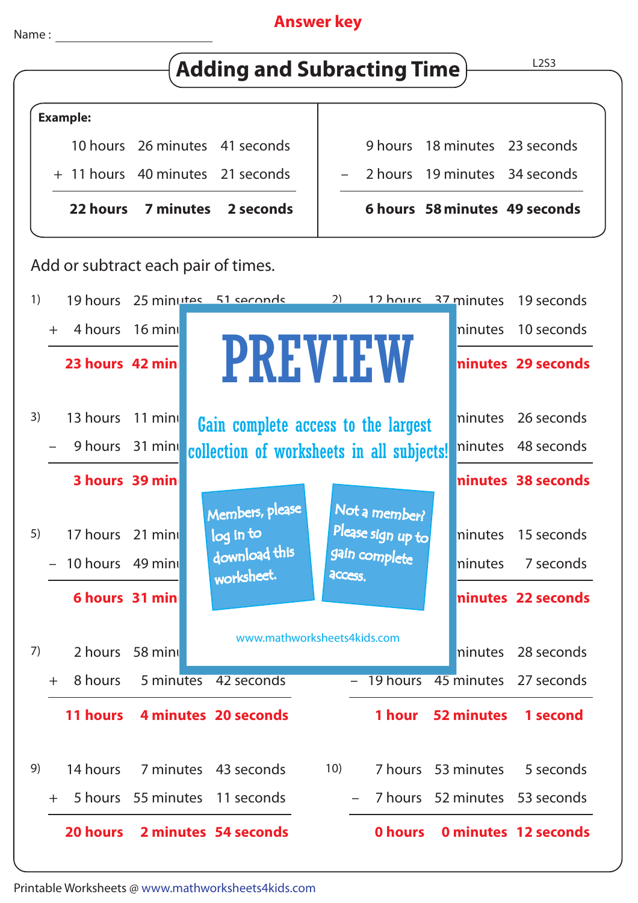Answer key

Name : ____________________

# Adding and Subracting Time

L2S3

**Example:**

| | | | |
|---|---|---|---|
| | 10 hours | 26 minutes | 41 seconds |
| + | 11 hours | 40 minutes | 21 seconds |
| | **22 hours** | **7 minutes** | **2 seconds** |

| | | | |
|---|---|---|---|
| | 9 hours | 18 minutes | 23 seconds |
| − | 2 hours | 19 minutes | 34 seconds |
| | **6 hours** | **58 minutes** | **49 seconds** |

Add or subtract each pair of times.

1)

| | | | |
|---|---|---|---|
| | 19 hours | 25 minutes | 51 seconds |
| + | 4 hours | 16 minu | |
| | **23 hours** | **42 min** | |

2)

| | | | |
|---|---|---|---|
| | 12 hours | 37 minutes | 19 seconds |
| | | minutes | 10 seconds |
| | | **minutes** | **29 seconds** |

3)

| | | | |
|---|---|---|---|
| | 13 hours | 11 minu | |
| − | 9 hours | 31 minu | |
| | **3 hours** | **39 min** | |

4)

| | | | |
|---|---|---|---|
| | | minutes | 26 seconds |
| | | minutes | 48 seconds |
| | | **minutes** | **38 seconds** |

5)

| | | | |
|---|---|---|---|
| | 17 hours | 21 minu | |
| − | 10 hours | 49 minu | |
| | **6 hours** | **31 min** | |

6)

| | | | |
|---|---|---|---|
| | | minutes | 15 seconds |
| | | minutes | 7 seconds |
| | | **minutes** | **22 seconds** |

7)

| | | | |
|---|---|---|---|
| | 2 hours | 58 minu | |
| + | 8 hours | 5 minutes | 42 seconds |
| | **11 hours** | **4 minutes** | **20 seconds** |

8)

| | | | |
|---|---|---|---|
| | | minutes | 28 seconds |
| − | 19 hours | 45 minutes | 27 seconds |
| | **1 hour** | **52 minutes** | **1 second** |

9)

| | | | |
|---|---|---|---|
| | 14 hours | 7 minutes | 43 seconds |
| + | 5 hours | 55 minutes | 11 seconds |
| | **20 hours** | **2 minutes** | **54 seconds** |

10)

| | | | |
|---|---|---|---|
| | 7 hours | 53 minutes | 5 seconds |
| − | 7 hours | 52 minutes | 53 seconds |
| | **0 hours** | **0 minutes** | **12 seconds** |

PREVIEW

Gain complete access to the largest collection of worksheets in all subjects!

Members, please log in to download this worksheet.

Not a member? Please sign up to gain complete access.

www.mathworksheets4kids.com

Printable Worksheets @ www.mathworksheets4kids.com